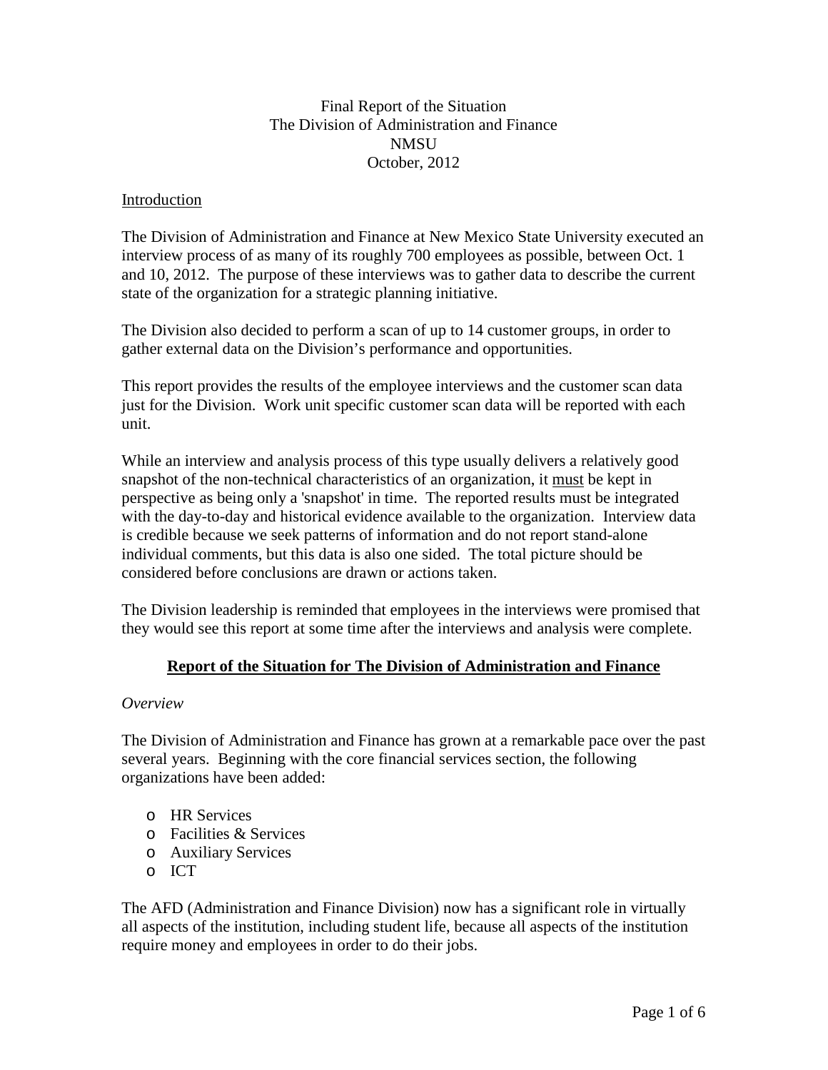# Final Report of the Situation
# The Division of Administration and Finance
# NMSU
# October, 2012

## Introduction

The Division of Administration and Finance at New Mexico State University executed an interview process of as many of its roughly 700 employees as possible, between Oct. 1 and 10, 2012. The purpose of these interviews was to gather data to describe the current state of the organization for a strategic planning initiative.

The Division also decided to perform a scan of up to 14 customer groups, in order to gather external data on the Division's performance and opportunities.

This report provides the results of the employee interviews and the customer scan data just for the Division. Work unit specific customer scan data will be reported with each unit.

While an interview and analysis process of this type usually delivers a relatively good snapshot of the non-technical characteristics of an organization, it must be kept in perspective as being only a 'snapshot' in time. The reported results must be integrated with the day-to-day and historical evidence available to the organization. Interview data is credible because we seek patterns of information and do not report stand-alone individual comments, but this data is also one sided. The total picture should be considered before conclusions are drawn or actions taken.

The Division leadership is reminded that employees in the interviews were promised that they would see this report at some time after the interviews and analysis were complete.

## Report of the Situation for The Division of Administration and Finance

### *Overview*

The Division of Administration and Finance has grown at a remarkable pace over the past several years. Beginning with the core financial services section, the following organizations have been added:

- HR Services
- Facilities & Services
- Auxiliary Services
- ICT

The AFD (Administration and Finance Division) now has a significant role in virtually all aspects of the institution, including student life, because all aspects of the institution require money and employees in order to do their jobs.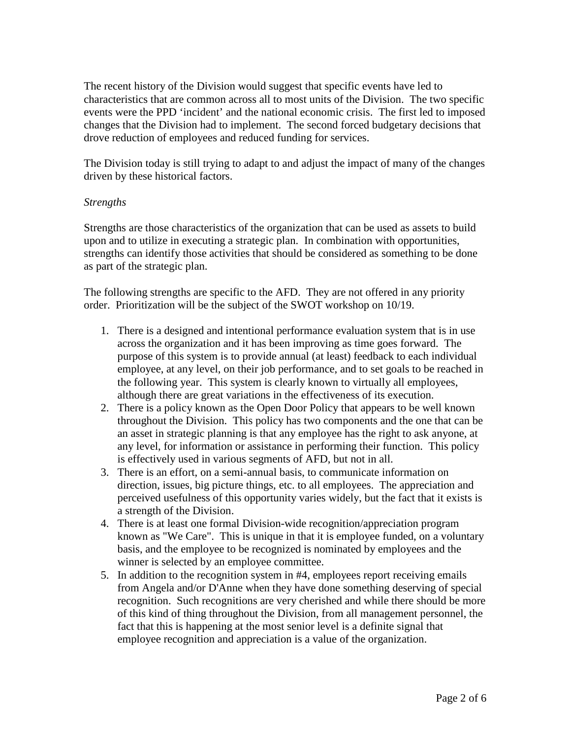The recent history of the Division would suggest that specific events have led to characteristics that are common across all to most units of the Division. The two specific events were the PPD 'incident' and the national economic crisis. The first led to imposed changes that the Division had to implement. The second forced budgetary decisions that drove reduction of employees and reduced funding for services.

The Division today is still trying to adapt to and adjust the impact of many of the changes driven by these historical factors.

*Strengths*

Strengths are those characteristics of the organization that can be used as assets to build upon and to utilize in executing a strategic plan. In combination with opportunities, strengths can identify those activities that should be considered as something to be done as part of the strategic plan.

The following strengths are specific to the AFD. They are not offered in any priority order. Prioritization will be the subject of the SWOT workshop on 10/19.

1. There is a designed and intentional performance evaluation system that is in use across the organization and it has been improving as time goes forward. The purpose of this system is to provide annual (at least) feedback to each individual employee, at any level, on their job performance, and to set goals to be reached in the following year. This system is clearly known to virtually all employees, although there are great variations in the effectiveness of its execution.
2. There is a policy known as the Open Door Policy that appears to be well known throughout the Division. This policy has two components and the one that can be an asset in strategic planning is that any employee has the right to ask anyone, at any level, for information or assistance in performing their function. This policy is effectively used in various segments of AFD, but not in all.
3. There is an effort, on a semi-annual basis, to communicate information on direction, issues, big picture things, etc. to all employees. The appreciation and perceived usefulness of this opportunity varies widely, but the fact that it exists is a strength of the Division.
4. There is at least one formal Division-wide recognition/appreciation program known as "We Care". This is unique in that it is employee funded, on a voluntary basis, and the employee to be recognized is nominated by employees and the winner is selected by an employee committee.
5. In addition to the recognition system in #4, employees report receiving emails from Angela and/or D'Anne when they have done something deserving of special recognition. Such recognitions are very cherished and while there should be more of this kind of thing throughout the Division, from all management personnel, the fact that this is happening at the most senior level is a definite signal that employee recognition and appreciation is a value of the organization.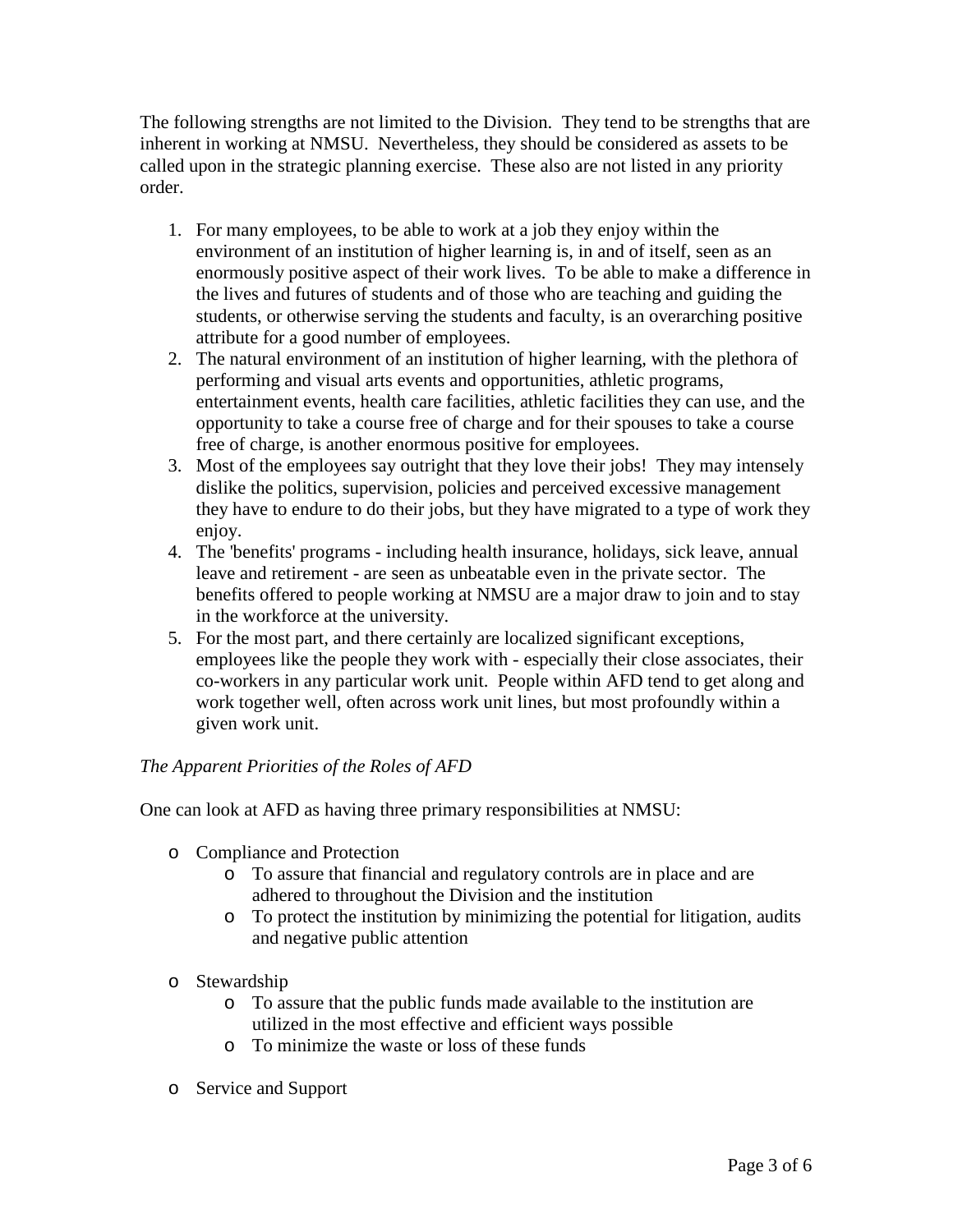The following strengths are not limited to the Division. They tend to be strengths that are inherent in working at NMSU. Nevertheless, they should be considered as assets to be called upon in the strategic planning exercise. These also are not listed in any priority order.

1. For many employees, to be able to work at a job they enjoy within the environment of an institution of higher learning is, in and of itself, seen as an enormously positive aspect of their work lives. To be able to make a difference in the lives and futures of students and of those who are teaching and guiding the students, or otherwise serving the students and faculty, is an overarching positive attribute for a good number of employees.
2. The natural environment of an institution of higher learning, with the plethora of performing and visual arts events and opportunities, athletic programs, entertainment events, health care facilities, athletic facilities they can use, and the opportunity to take a course free of charge and for their spouses to take a course free of charge, is another enormous positive for employees.
3. Most of the employees say outright that they love their jobs! They may intensely dislike the politics, supervision, policies and perceived excessive management they have to endure to do their jobs, but they have migrated to a type of work they enjoy.
4. The 'benefits' programs - including health insurance, holidays, sick leave, annual leave and retirement - are seen as unbeatable even in the private sector. The benefits offered to people working at NMSU are a major draw to join and to stay in the workforce at the university.
5. For the most part, and there certainly are localized significant exceptions, employees like the people they work with - especially their close associates, their co-workers in any particular work unit. People within AFD tend to get along and work together well, often across work unit lines, but most profoundly within a given work unit.

*The Apparent Priorities of the Roles of AFD*

One can look at AFD as having three primary responsibilities at NMSU:

- Compliance and Protection
  - To assure that financial and regulatory controls are in place and are adhered to throughout the Division and the institution
  - To protect the institution by minimizing the potential for litigation, audits and negative public attention

- Stewardship
  - To assure that the public funds made available to the institution are utilized in the most effective and efficient ways possible
  - To minimize the waste or loss of these funds

- Service and Support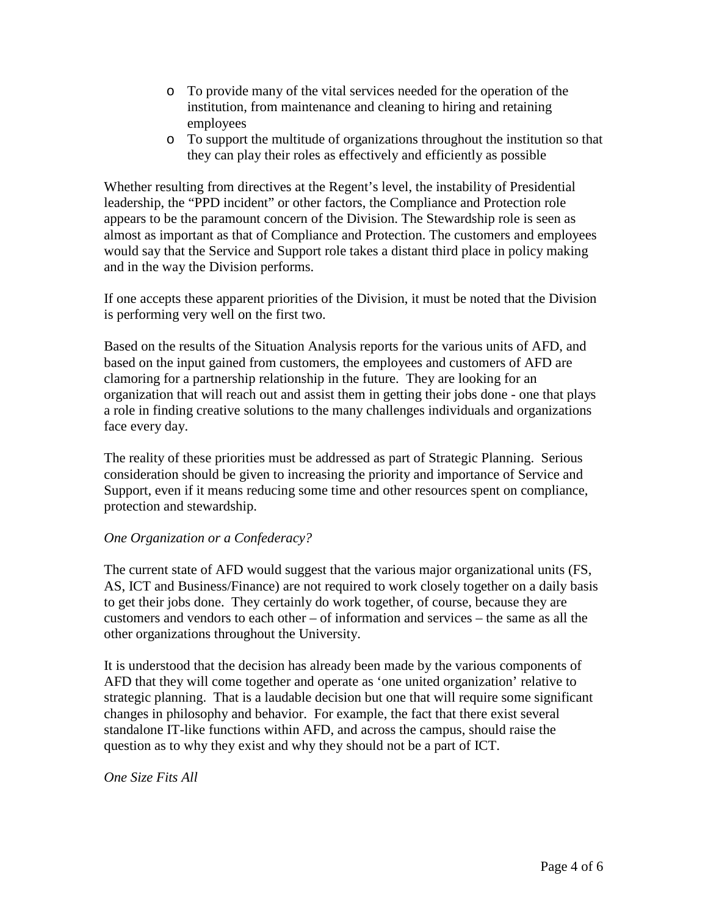- To provide many of the vital services needed for the operation of the institution, from maintenance and cleaning to hiring and retaining employees
  - To support the multitude of organizations throughout the institution so that they can play their roles as effectively and efficiently as possible

Whether resulting from directives at the Regent's level, the instability of Presidential leadership, the "PPD incident" or other factors, the Compliance and Protection role appears to be the paramount concern of the Division. The Stewardship role is seen as almost as important as that of Compliance and Protection. The customers and employees would say that the Service and Support role takes a distant third place in policy making and in the way the Division performs.

If one accepts these apparent priorities of the Division, it must be noted that the Division is performing very well on the first two.

Based on the results of the Situation Analysis reports for the various units of AFD, and based on the input gained from customers, the employees and customers of AFD are clamoring for a partnership relationship in the future. They are looking for an organization that will reach out and assist them in getting their jobs done - one that plays a role in finding creative solutions to the many challenges individuals and organizations face every day.

The reality of these priorities must be addressed as part of Strategic Planning. Serious consideration should be given to increasing the priority and importance of Service and Support, even if it means reducing some time and other resources spent on compliance, protection and stewardship.

*One Organization or a Confederacy?*

The current state of AFD would suggest that the various major organizational units (FS, AS, ICT and Business/Finance) are not required to work closely together on a daily basis to get their jobs done. They certainly do work together, of course, because they are customers and vendors to each other – of information and services – the same as all the other organizations throughout the University.

It is understood that the decision has already been made by the various components of AFD that they will come together and operate as 'one united organization' relative to strategic planning. That is a laudable decision but one that will require some significant changes in philosophy and behavior. For example, the fact that there exist several standalone IT-like functions within AFD, and across the campus, should raise the question as to why they exist and why they should not be a part of ICT.

*One Size Fits All*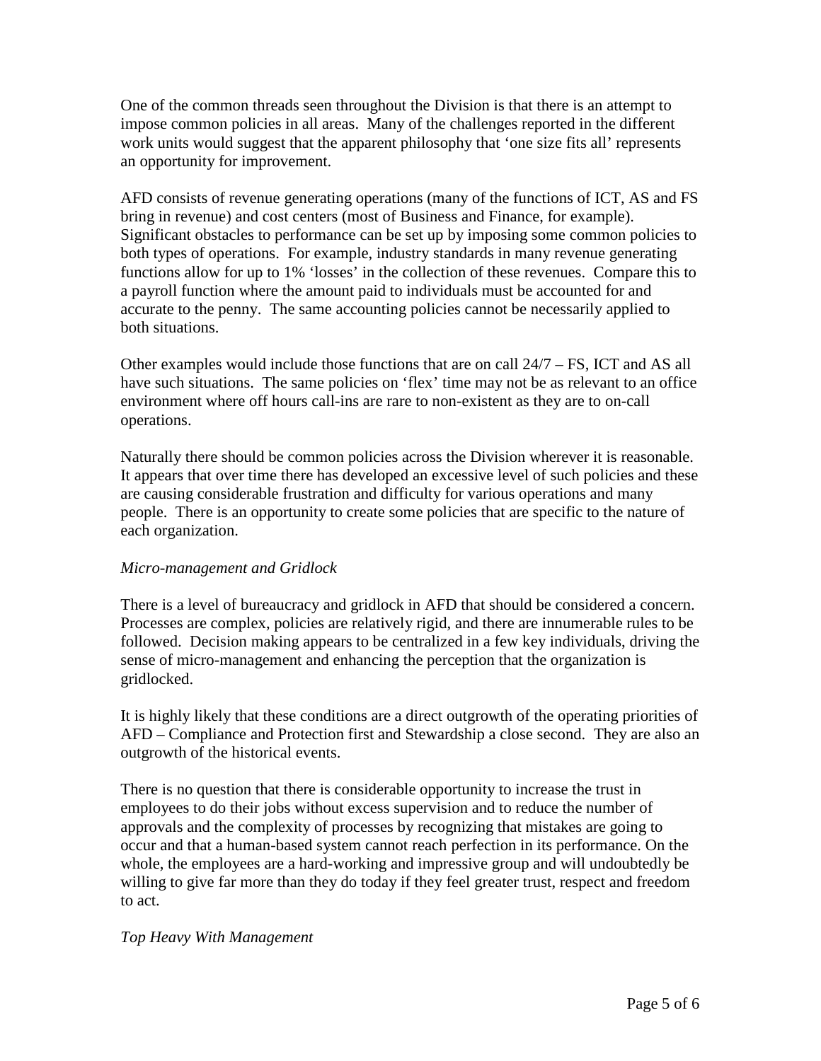One of the common threads seen throughout the Division is that there is an attempt to impose common policies in all areas. Many of the challenges reported in the different work units would suggest that the apparent philosophy that 'one size fits all' represents an opportunity for improvement.

AFD consists of revenue generating operations (many of the functions of ICT, AS and FS bring in revenue) and cost centers (most of Business and Finance, for example). Significant obstacles to performance can be set up by imposing some common policies to both types of operations. For example, industry standards in many revenue generating functions allow for up to 1% 'losses' in the collection of these revenues. Compare this to a payroll function where the amount paid to individuals must be accounted for and accurate to the penny. The same accounting policies cannot be necessarily applied to both situations.

Other examples would include those functions that are on call 24/7 – FS, ICT and AS all have such situations. The same policies on 'flex' time may not be as relevant to an office environment where off hours call-ins are rare to non-existent as they are to on-call operations.

Naturally there should be common policies across the Division wherever it is reasonable. It appears that over time there has developed an excessive level of such policies and these are causing considerable frustration and difficulty for various operations and many people. There is an opportunity to create some policies that are specific to the nature of each organization.

*Micro-management and Gridlock*

There is a level of bureaucracy and gridlock in AFD that should be considered a concern. Processes are complex, policies are relatively rigid, and there are innumerable rules to be followed. Decision making appears to be centralized in a few key individuals, driving the sense of micro-management and enhancing the perception that the organization is gridlocked.

It is highly likely that these conditions are a direct outgrowth of the operating priorities of AFD – Compliance and Protection first and Stewardship a close second. They are also an outgrowth of the historical events.

There is no question that there is considerable opportunity to increase the trust in employees to do their jobs without excess supervision and to reduce the number of approvals and the complexity of processes by recognizing that mistakes are going to occur and that a human-based system cannot reach perfection in its performance. On the whole, the employees are a hard-working and impressive group and will undoubtedly be willing to give far more than they do today if they feel greater trust, respect and freedom to act.

*Top Heavy With Management*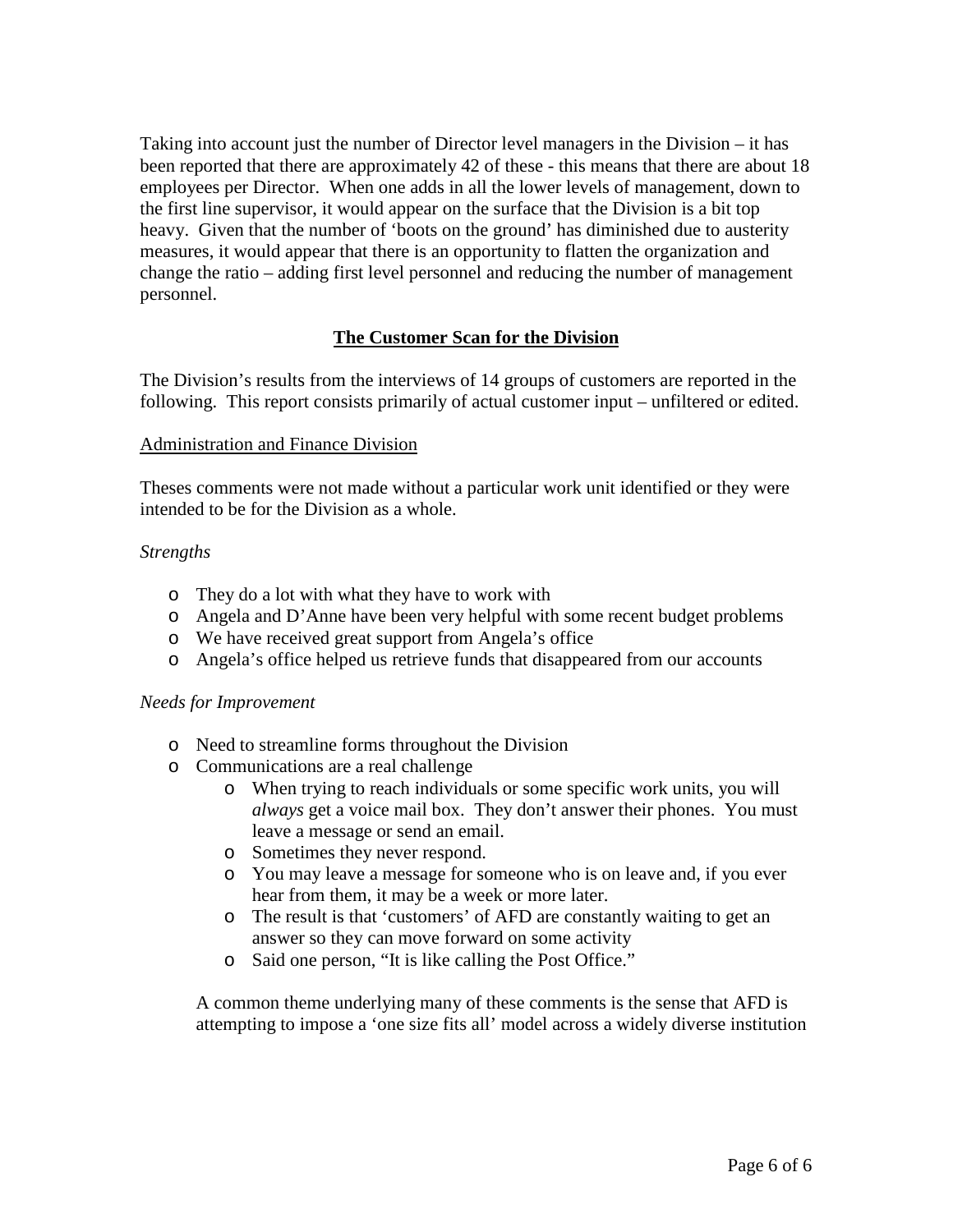Taking into account just the number of Director level managers in the Division – it has been reported that there are approximately 42 of these - this means that there are about 18 employees per Director. When one adds in all the lower levels of management, down to the first line supervisor, it would appear on the surface that the Division is a bit top heavy. Given that the number of 'boots on the ground' has diminished due to austerity measures, it would appear that there is an opportunity to flatten the organization and change the ratio – adding first level personnel and reducing the number of management personnel.

## The Customer Scan for the Division

The Division's results from the interviews of 14 groups of customers are reported in the following. This report consists primarily of actual customer input – unfiltered or edited.

Administration and Finance Division

Theses comments were not made without a particular work unit identified or they were intended to be for the Division as a whole.

*Strengths*

- They do a lot with what they have to work with
- Angela and D'Anne have been very helpful with some recent budget problems
- We have received great support from Angela's office
- Angela's office helped us retrieve funds that disappeared from our accounts

*Needs for Improvement*

- Need to streamline forms throughout the Division
- Communications are a real challenge
  - When trying to reach individuals or some specific work units, you will *always* get a voice mail box. They don't answer their phones. You must leave a message or send an email.
  - Sometimes they never respond.
  - You may leave a message for someone who is on leave and, if you ever hear from them, it may be a week or more later.
  - The result is that 'customers' of AFD are constantly waiting to get an answer so they can move forward on some activity
  - Said one person, "It is like calling the Post Office."

A common theme underlying many of these comments is the sense that AFD is attempting to impose a 'one size fits all' model across a widely diverse institution